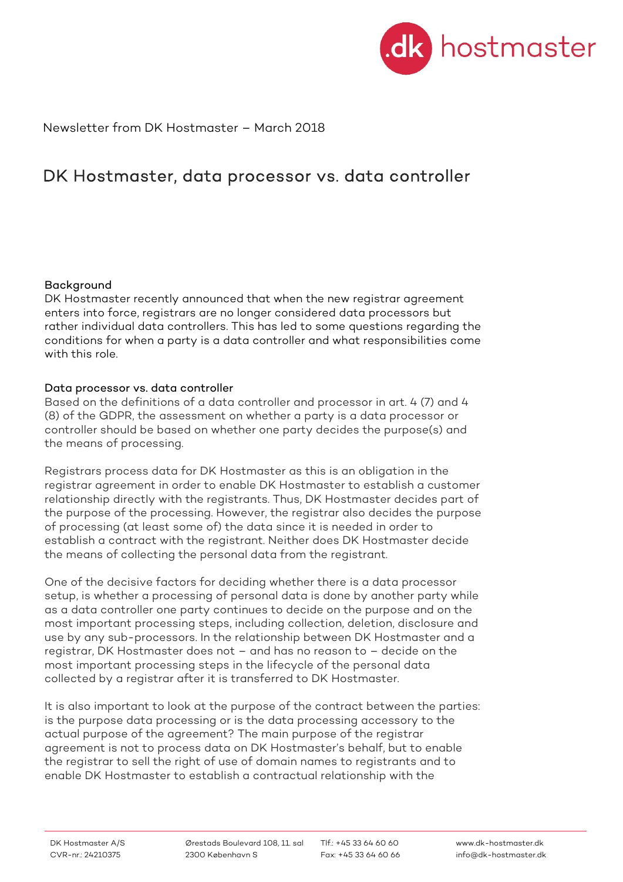Newsletter from DK Hostmaster – March 2018

# DK Hostmaster, data processor vs. data controller

## Background

DK Hostmaster recently announced that when the new registrar agreement enters into force, registrars are no longer considered data processors but rather individual data controllers. This has led to some questions regarding the conditions for when a party is a data controller and what responsibilities come with this role.

## Data processor vs. data controller

Based on the definitions of a data controller and processor in art. 4 (7) and 4 (8) of the GDPR, the assessment on whether a party is a data processor or controller should be based on whether one party decides the purpose(s) and the means of processing.

Registrars process data for DK Hostmaster as this is an obligation in the registrar agreement in order to enable DK Hostmaster to establish a customer relationship directly with the registrants. Thus, DK Hostmaster decides part of the purpose of the processing. However, the registrar also decides the purpose of processing (at least some of) the data since it is needed in order to establish a contract with the registrant. Neither does DK Hostmaster decide the means of collecting the personal data from the registrant.

One of the decisive factors for deciding whether there is a data processor setup, is whether a processing of personal data is done by another party while as a data controller one party continues to decide on the purpose and on the most important processing steps, including collection, deletion, disclosure and use by any sub-processors. In the relationship between DK Hostmaster and a registrar, DK Hostmaster does not – and has no reason to – decide on the most important processing steps in the lifecycle of the personal data collected by a registrar after it is transferred to DK Hostmaster.

It is also important to look at the purpose of the contract between the parties: is the purpose data processing or is the data processing accessory to the actual purpose of the agreement? The main purpose of the registrar agreement is not to process data on DK Hostmaster's behalf, but to enable the registrar to sell the right of use of domain names to registrants and to enable DK Hostmaster to establish a contractual relationship with the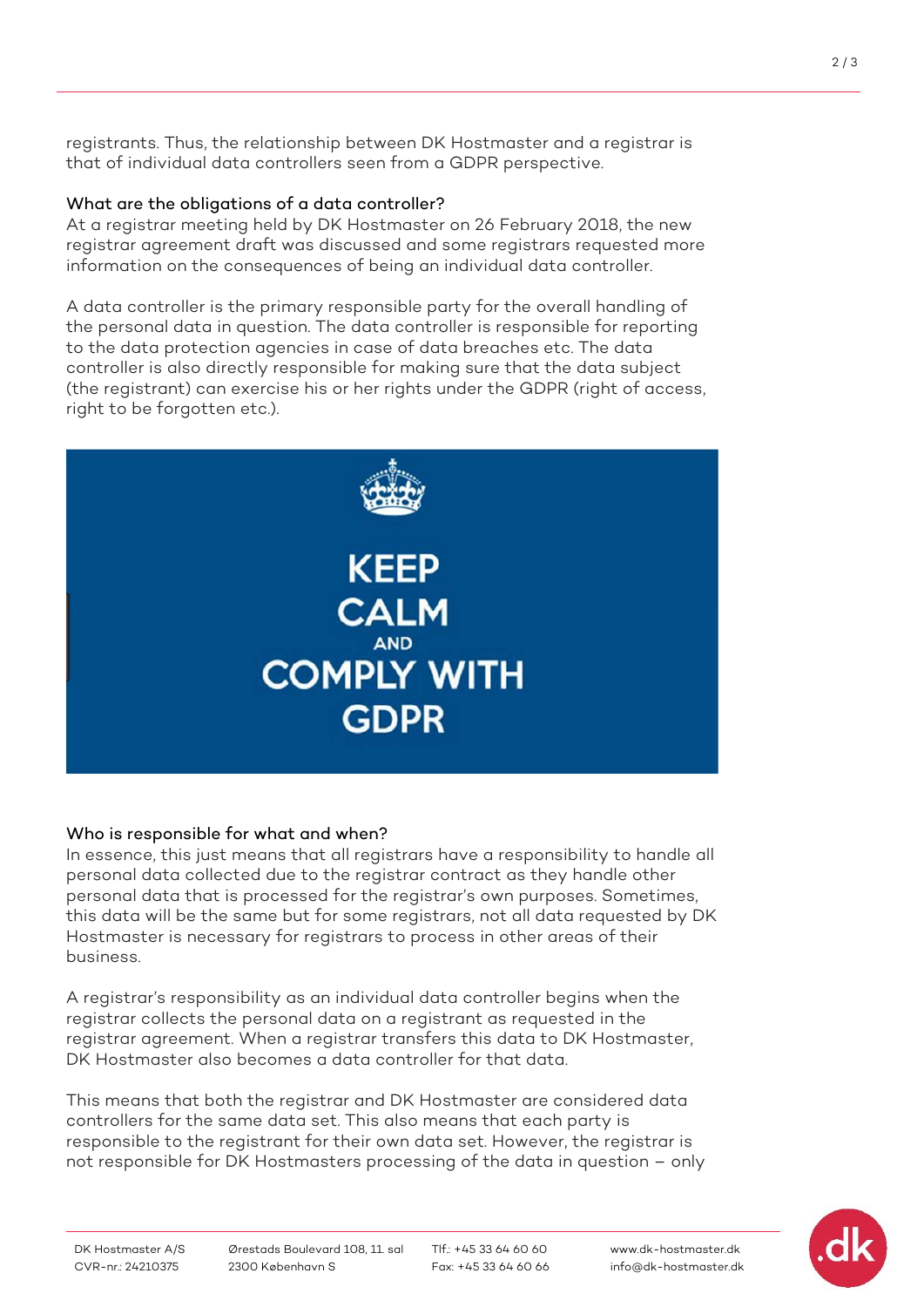registrants. Thus, the relationship between DK Hostmaster and a registrar is that of individual data controllers seen from a GDPR perspective.

### What are the obligations of a data controller?

At a registrar meeting held by DK Hostmaster on 26 February 2018, the new registrar agreement draft was discussed and some registrars requested more information on the consequences of being an individual data controller.

A data controller is the primary responsible party for the overall handling of the personal data in question. The data controller is responsible for reporting to the data protection agencies in case of data breaches etc. The data controller is also directly responsible for making sure that the data subject (the registrant) can exercise his or her rights under the GDPR (right of access, right to be forgotten etc.).

KEEP CALM AND COMPLY WITH GDPR

### Who is responsible for what and when?

In essence, this just means that all registrars have a responsibility to handle all personal data collected due to the registrar contract as they handle other personal data that is processed for the registrar's own purposes. Sometimes, this data will be the same but for some registrars, not all data requested by DK Hostmaster is necessary for registrars to process in other areas of their business.

A registrar's responsibility as an individual data controller begins when the registrar collects the personal data on a registrant as requested in the registrar agreement. When a registrar transfers this data to DK Hostmaster, DK Hostmaster also becomes a data controller for that data.

This means that both the registrar and DK Hostmaster are considered data controllers for the same data set. This also means that each party is responsible to the registrant for their own data set. However, the registrar is not responsible for DK Hostmasters processing of the data in question – only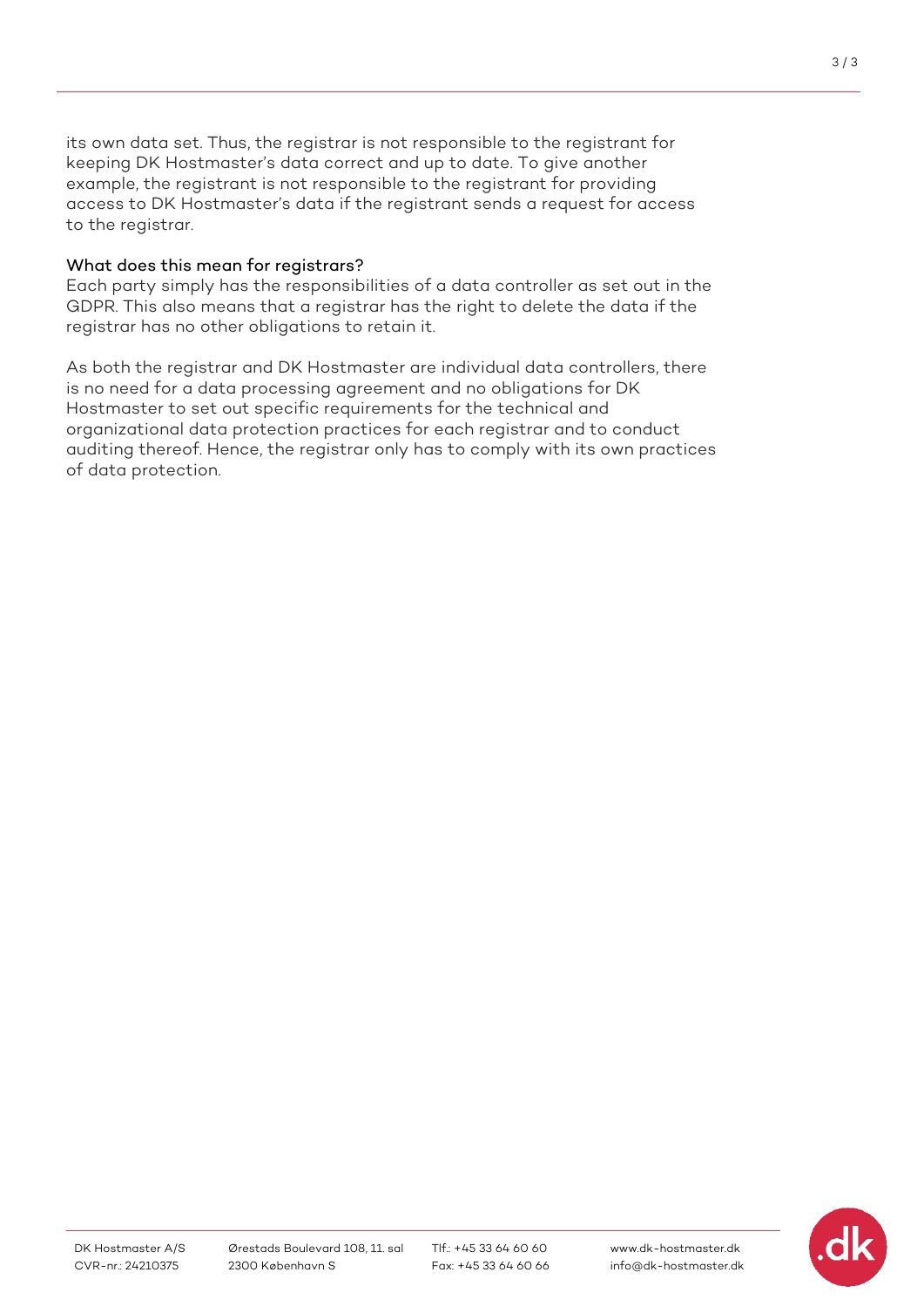its own data set. Thus, the registrar is not responsible to the registrant for keeping DK Hostmaster's data correct and up to date. To give another example, the registrant is not responsible to the registrant for providing access to DK Hostmaster's data if the registrant sends a request for access to the registrar.

### What does this mean for registrars?

Each party simply has the responsibilities of a data controller as set out in the GDPR. This also means that a registrar has the right to delete the data if the registrar has no other obligations to retain it.

As both the registrar and DK Hostmaster are individual data controllers, there is no need for a data processing agreement and no obligations for DK Hostmaster to set out specific requirements for the technical and organizational data protection practices for each registrar and to conduct auditing thereof. Hence, the registrar only has to comply with its own practices of data protection.